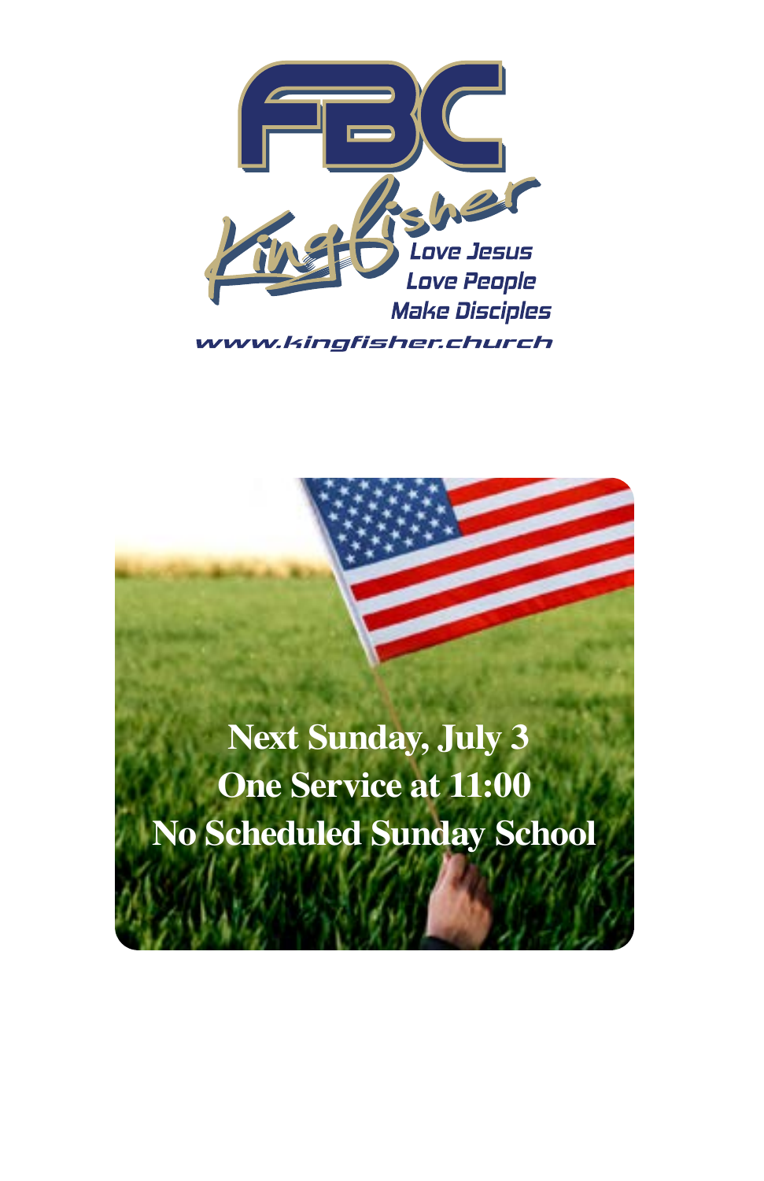# FBC Kingfisher

*Love Jesus*
*Love People*
*Make Disciples*

www.kingfisher.church

**Next Sunday, July 3**
**One Service at 11:00**
**No Scheduled Sunday School**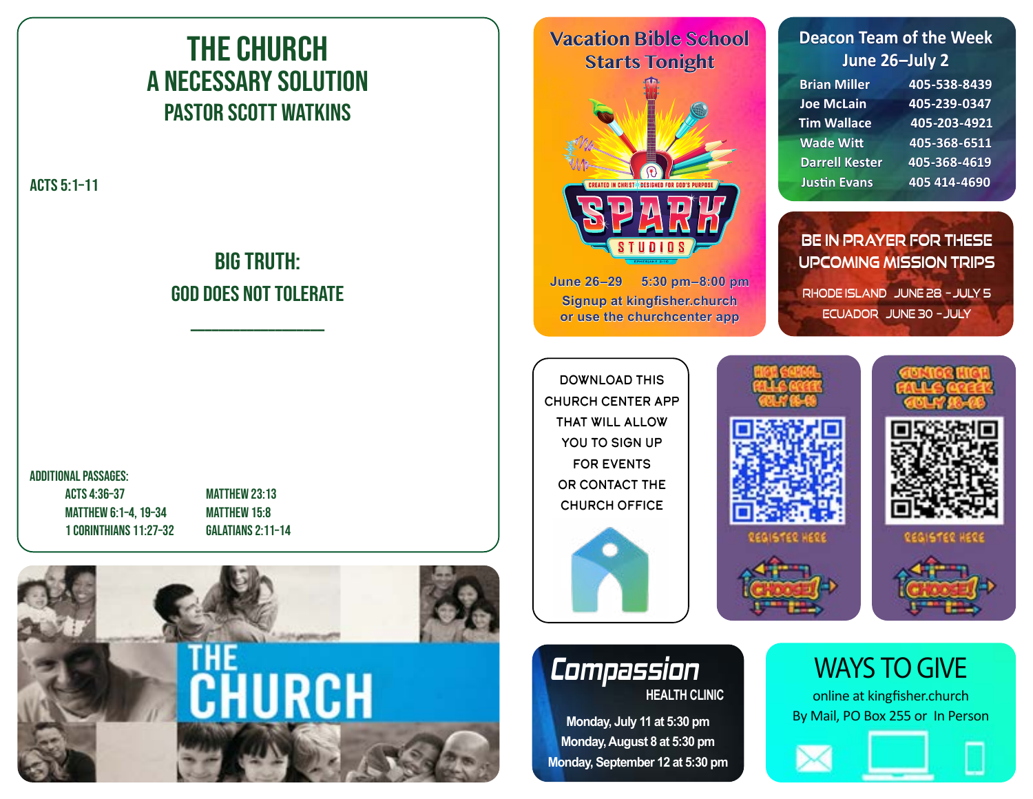# THE CHURCH

## A NECESSARY SOLUTION

### PASTOR SCOTT WATKINS

ACTS 5:1-11

BIG TRUTH:

GOD DOES NOT TOLERATE

______________

ADDITIONAL PASSAGES:

- ACTS 4:36-37
- MATTHEW 6:1-4, 19-34
- 1 CORINTHIANS 11:27-32
- MATTHEW 23:13
- MATTHEW 15:8
- GALATIANS 2:11-14

THE CHURCH

## Vacation Bible School Starts Tonight

CREATED IN CHRIST · DESIGNED FOR GOD'S PURPOSE

SPARK STUDIOS

June 26–29 5:30 pm–8:00 pm

Signup at kingfisher.church or use the churchcenter app

## Deacon Team of the Week June 26–July 2

| | |
|---|---|
| Brian Miller | 405-538-8439 |
| Joe McLain | 405-239-0347 |
| Tim Wallace | 405-203-4921 |
| Wade Witt | 405-368-6511 |
| Darrell Kester | 405-368-4619 |
| Justin Evans | 405 414-4690 |

## BE IN PRAYER FOR THESE UPCOMING MISSION TRIPS

RHODE ISLAND JUNE 28 - JULY 5

ECUADOR JUNE 30 - JULY

DOWNLOAD THIS CHURCH CENTER APP THAT WILL ALLOW YOU TO SIGN UP FOR EVENTS OR CONTACT THE CHURCH OFFICE

HIGH SCHOOL FALLS CREEK JULY 25-29

REGISTER HERE

CHOOSE!

JUNIOR HIGH FALLS CREEK JULY 18-22

REGISTER HERE

CHOOSE!

## Compassion HEALTH CLINIC

Monday, July 11 at 5:30 pm

Monday, August 8 at 5:30 pm

Monday, September 12 at 5:30 pm

## WAYS TO GIVE

online at kingfisher.church

By Mail, PO Box 255 or In Person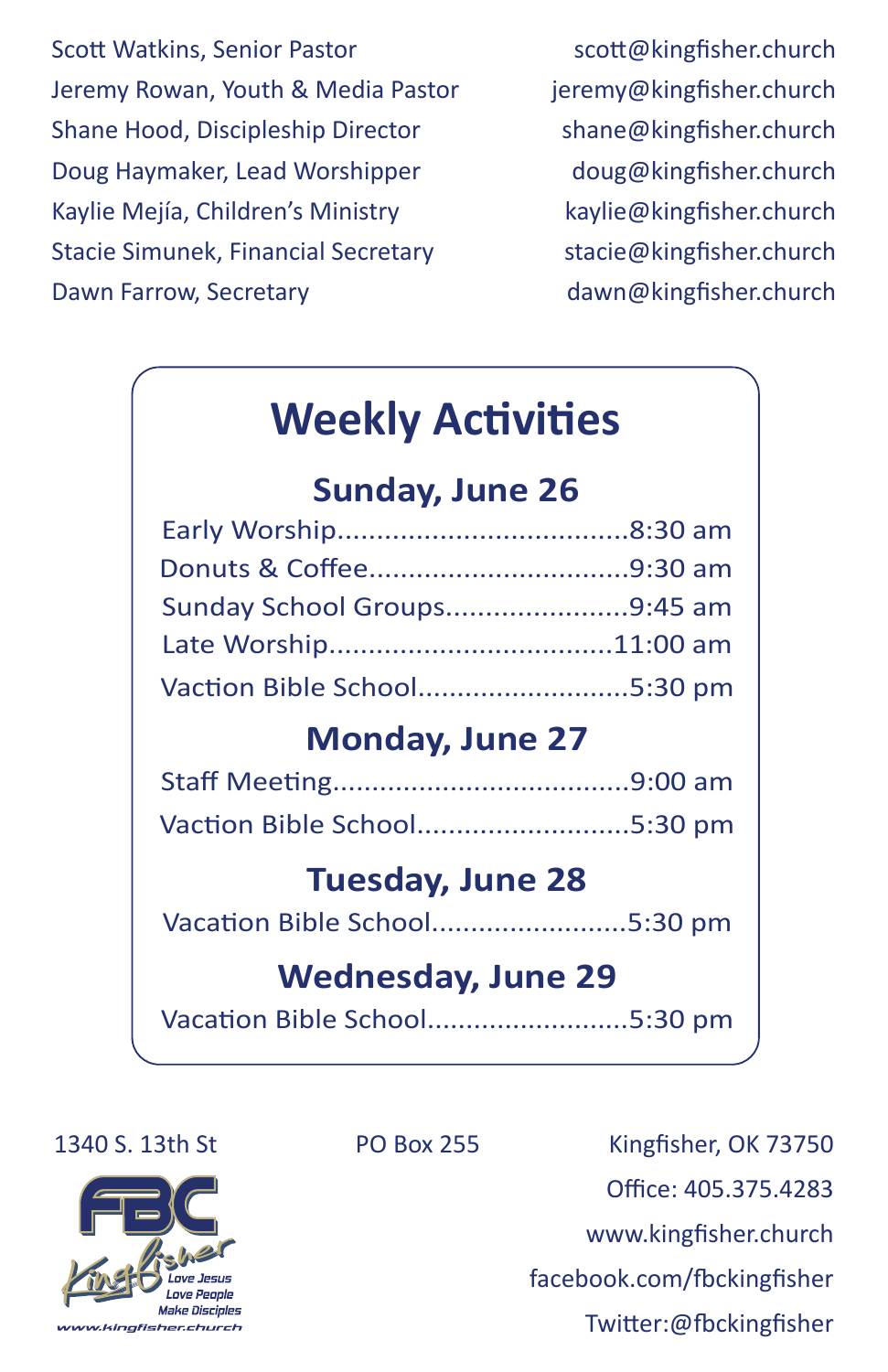Scott Watkins, Senior Pastor — scott@kingfisher.church
Jeremy Rowan, Youth & Media Pastor — jeremy@kingfisher.church
Shane Hood, Discipleship Director — shane@kingfisher.church
Doug Haymaker, Lead Worshipper — doug@kingfisher.church
Kaylie Mejía, Children's Ministry — kaylie@kingfisher.church
Stacie Simunek, Financial Secretary — stacie@kingfisher.church
Dawn Farrow, Secretary — dawn@kingfisher.church

# Weekly Activities

## Sunday, June 26

Early Worship....................................8:30 am
Donuts & Coffee................................9:30 am
Sunday School Groups.......................9:45 am
Late Worship...................................11:00 am
Vaction Bible School..........................5:30 pm

## Monday, June 27

Staff Meeting.....................................9:00 am
Vaction Bible School..........................5:30 pm

## Tuesday, June 28

Vacation Bible School........................5:30 pm

## Wednesday, June 29

Vacation Bible School.........................5:30 pm

1340 S. 13th St
PO Box 255
Kingfisher, OK 73750
Office: 405.375.4283
www.kingfisher.church
facebook.com/fbckingfisher
Twitter:@fbckingfisher

FBC Kingfisher
Love Jesus
Love People
Make Disciples
www.kingfisher.church